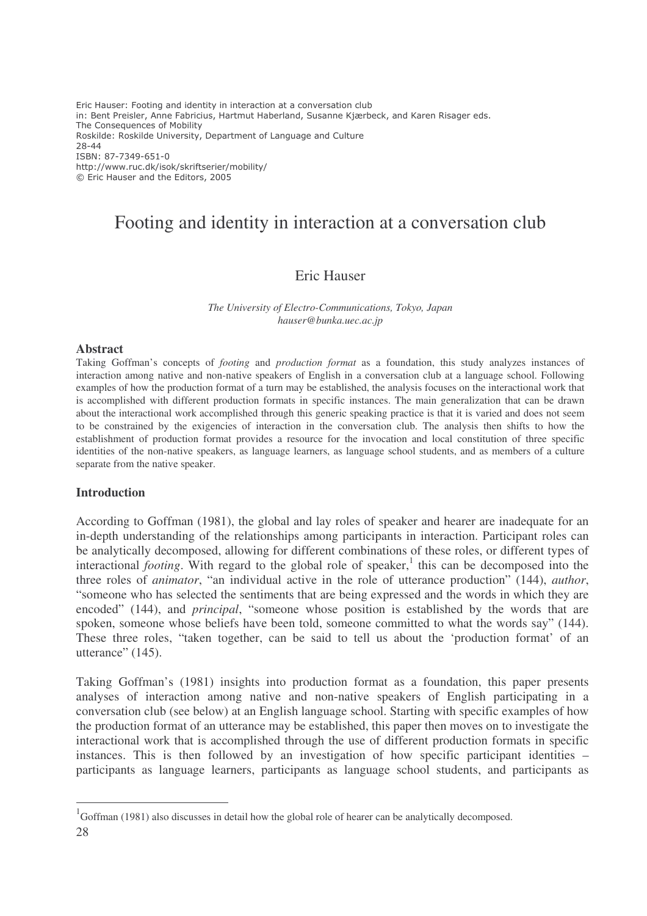Eric Hauser: Footing and identity in interaction at a conversation club
in: Bent Preisler, Anne Fabricius, Hartmut Haberland, Susanne Kjærbeck, and Karen Risager eds.
The Consequences of Mobility
Roskilde: Roskilde University, Department of Language and Culture
28-44
ISBN: 87-7349-651-0
http://www.ruc.dk/isok/skriftserier/mobility/
© Eric Hauser and the Editors, 2005

# Footing and identity in interaction at a conversation club

Eric Hauser

*The University of Electro-Communications, Tokyo, Japan*
*hauser@bunka.uec.ac.jp*

### Abstract

Taking Goffman's concepts of *footing* and *production format* as a foundation, this study analyzes instances of interaction among native and non-native speakers of English in a conversation club at a language school. Following examples of how the production format of a turn may be established, the analysis focuses on the interactional work that is accomplished with different production formats in specific instances. The main generalization that can be drawn about the interactional work accomplished through this generic speaking practice is that it is varied and does not seem to be constrained by the exigencies of interaction in the conversation club. The analysis then shifts to how the establishment of production format provides a resource for the invocation and local constitution of three specific identities of the non-native speakers, as language learners, as language school students, and as members of a culture separate from the native speaker.

### Introduction

According to Goffman (1981), the global and lay roles of speaker and hearer are inadequate for an in-depth understanding of the relationships among participants in interaction. Participant roles can be analytically decomposed, allowing for different combinations of these roles, or different types of interactional *footing*. With regard to the global role of speaker,[1] this can be decomposed into the three roles of *animator*, "an individual active in the role of utterance production" (144), *author*, "someone who has selected the sentiments that are being expressed and the words in which they are encoded" (144), and *principal*, "someone whose position is established by the words that are spoken, someone whose beliefs have been told, someone committed to what the words say" (144). These three roles, "taken together, can be said to tell us about the 'production format' of an utterance" (145).

Taking Goffman's (1981) insights into production format as a foundation, this paper presents analyses of interaction among native and non-native speakers of English participating in a conversation club (see below) at an English language school. Starting with specific examples of how the production format of an utterance may be established, this paper then moves on to investigate the interactional work that is accomplished through the use of different production formats in specific instances. This is then followed by an investigation of how specific participant identities – participants as language learners, participants as language school students, and participants as

[1] Goffman (1981) also discusses in detail how the global role of hearer can be analytically decomposed.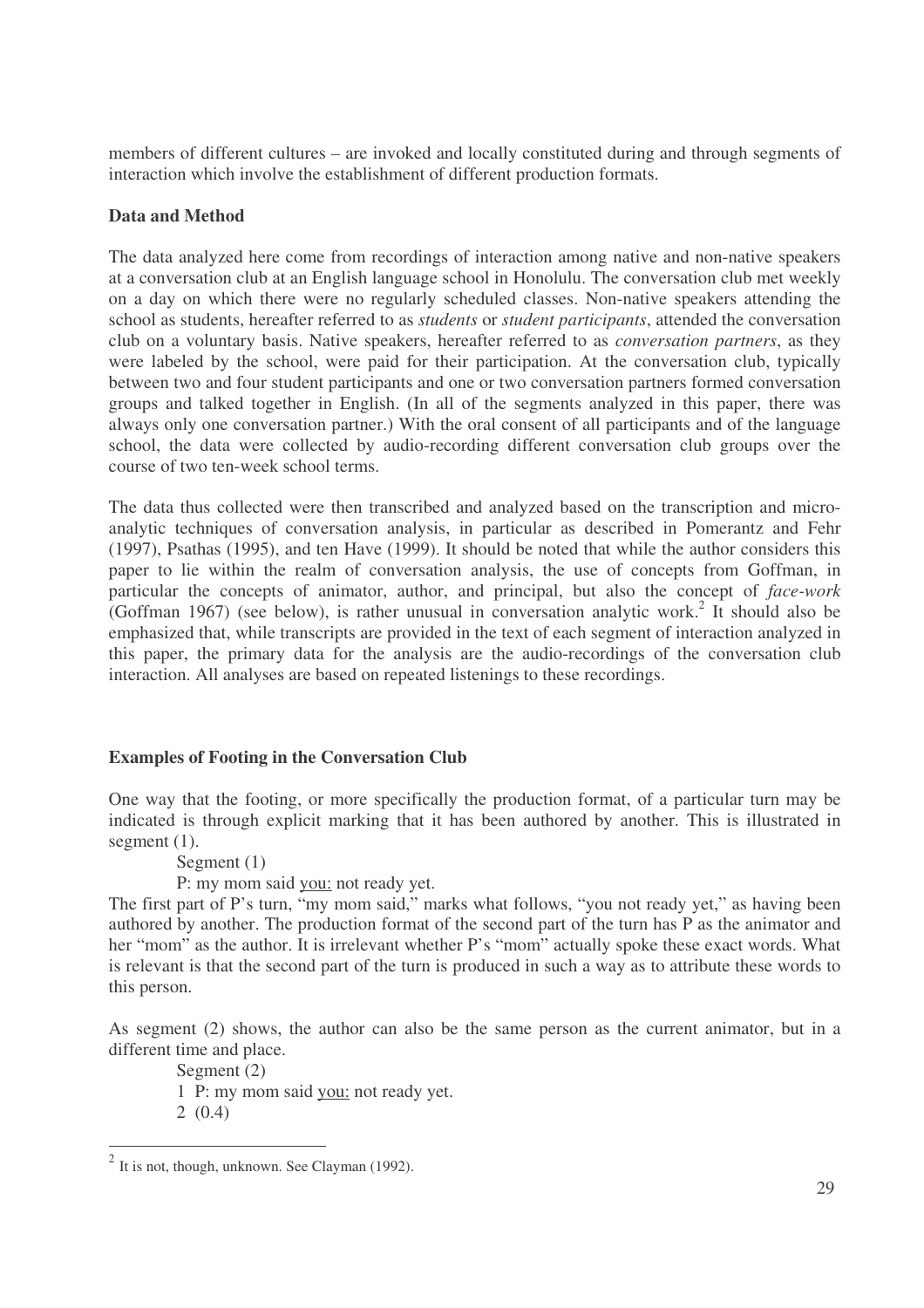members of different cultures – are invoked and locally constituted during and through segments of interaction which involve the establishment of different production formats.

## Data and Method

The data analyzed here come from recordings of interaction among native and non-native speakers at a conversation club at an English language school in Honolulu. The conversation club met weekly on a day on which there were no regularly scheduled classes. Non-native speakers attending the school as students, hereafter referred to as *students* or *student participants*, attended the conversation club on a voluntary basis. Native speakers, hereafter referred to as *conversation partners*, as they were labeled by the school, were paid for their participation. At the conversation club, typically between two and four student participants and one or two conversation partners formed conversation groups and talked together in English. (In all of the segments analyzed in this paper, there was always only one conversation partner.) With the oral consent of all participants and of the language school, the data were collected by audio-recording different conversation club groups over the course of two ten-week school terms.

The data thus collected were then transcribed and analyzed based on the transcription and micro-analytic techniques of conversation analysis, in particular as described in Pomerantz and Fehr (1997), Psathas (1995), and ten Have (1999). It should be noted that while the author considers this paper to lie within the realm of conversation analysis, the use of concepts from Goffman, in particular the concepts of animator, author, and principal, but also the concept of *face-work* (Goffman 1967) (see below), is rather unusual in conversation analytic work.[2] It should also be emphasized that, while transcripts are provided in the text of each segment of interaction analyzed in this paper, the primary data for the analysis are the audio-recordings of the conversation club interaction. All analyses are based on repeated listenings to these recordings.

## Examples of Footing in the Conversation Club

One way that the footing, or more specifically the production format, of a particular turn may be indicated is through explicit marking that it has been authored by another. This is illustrated in segment (1).

Segment (1)

P: my mom said <u>you:</u> not ready yet.

The first part of P's turn, "my mom said," marks what follows, "you not ready yet," as having been authored by another. The production format of the second part of the turn has P as the animator and her "mom" as the author. It is irrelevant whether P's "mom" actually spoke these exact words. What is relevant is that the second part of the turn is produced in such a way as to attribute these words to this person.

As segment (2) shows, the author can also be the same person as the current animator, but in a different time and place.

Segment (2)

1 P: my mom said <u>you:</u> not ready yet.
2 (0.4)

---

[2] It is not, though, unknown. See Clayman (1992).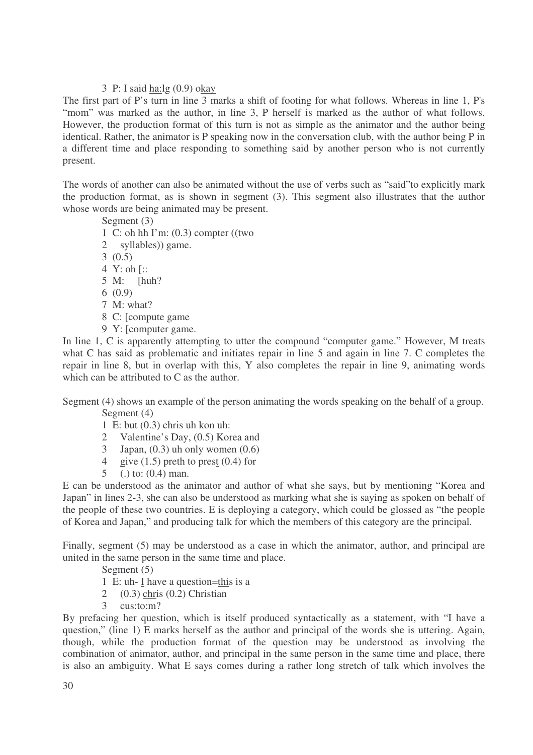3 P: I said <u>ha:</u>lg (0.9) o<u>kay</u>

The first part of P's turn in line 3 marks a shift of footing for what follows. Whereas in line 1, P's "mom" was marked as the author, in line 3, P herself is marked as the author of what follows. However, the production format of this turn is not as simple as the animator and the author being identical. Rather, the animator is P speaking now in the conversation club, with the author being P in a different time and place responding to something said by another person who is not currently present.

The words of another can also be animated without the use of verbs such as "said"to explicitly mark the production format, as is shown in segment (3). This segment also illustrates that the author whose words are being animated may be present.

Segment (3)

```
1 C: oh hh I'm: (0.3) compter ((two
2    syllables)) game.
3 (0.5)
4 Y: oh [::
5 M:    [huh?
6 (0.9)
7 M: what?
8 C: [compute game
9 Y: [computer game.
```

In line 1, C is apparently attempting to utter the compound "computer game." However, M treats what C has said as problematic and initiates repair in line 5 and again in line 7. C completes the repair in line 8, but in overlap with this, Y also completes the repair in line 9, animating words which can be attributed to C as the author.

Segment (4) shows an example of the person animating the words speaking on the behalf of a group.

Segment (4)

```
1 E: but (0.3) chris uh kon uh:
2    Valentine's Day, (0.5) Korea and
3    Japan, (0.3) uh only women (0.6)
4    give (1.5) preth to prest (0.4) for
5    (.) to: (0.4) man.
```

E can be understood as the animator and author of what she says, but by mentioning "Korea and Japan" in lines 2-3, she can also be understood as marking what she is saying as spoken on behalf of the people of these two countries. E is deploying a category, which could be glossed as "the people of Korea and Japan," and producing talk for which the members of this category are the principal.

Finally, segment (5) may be understood as a case in which the animator, author, and principal are united in the same person in the same time and place.

Segment (5)

```
1 E: uh- I have a question=this is a
2    (0.3) chris (0.2) Christian
3    cus:to:m?
```

By prefacing her question, which is itself produced syntactically as a statement, with "I have a question," (line 1) E marks herself as the author and principal of the words she is uttering. Again, though, while the production format of the question may be understood as involving the combination of animator, author, and principal in the same person in the same time and place, there is also an ambiguity. What E says comes during a rather long stretch of talk which involves the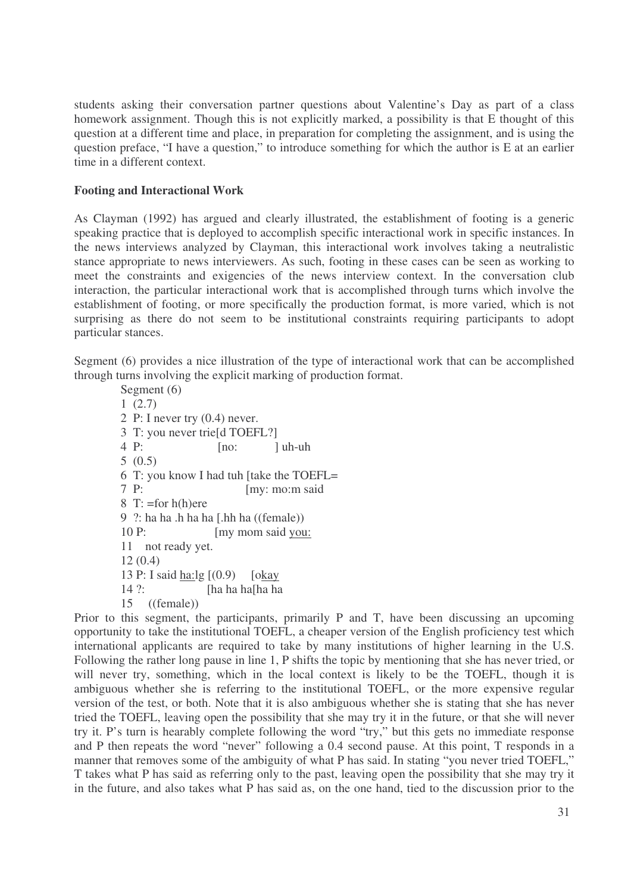students asking their conversation partner questions about Valentine's Day as part of a class homework assignment. Though this is not explicitly marked, a possibility is that E thought of this question at a different time and place, in preparation for completing the assignment, and is using the question preface, "I have a question," to introduce something for which the author is E at an earlier time in a different context.

**Footing and Interactional Work**

As Clayman (1992) has argued and clearly illustrated, the establishment of footing is a generic speaking practice that is deployed to accomplish specific interactional work in specific instances. In the news interviews analyzed by Clayman, this interactional work involves taking a neutralistic stance appropriate to news interviewers. As such, footing in these cases can be seen as working to meet the constraints and exigencies of the news interview context. In the conversation club interaction, the particular interactional work that is accomplished through turns which involve the establishment of footing, or more specifically the production format, is more varied, which is not surprising as there do not seem to be institutional constraints requiring participants to adopt particular stances.

Segment (6) provides a nice illustration of the type of interactional work that can be accomplished through turns involving the explicit marking of production format.

```
Segment (6)
1  (2.7)
2  P: I never try (0.4) never.
3  T: you never trie[d TOEFL?]
4  P:               [no:      ] uh-uh
5  (0.5)
6  T: you know I had tuh [take the TOEFL=
7  P:                    [my: mo:m said
8  T: =for h(h)ere
9  ?: ha ha .h ha ha [.hh ha ((female))
10 P:                [my mom said you:
11    not ready yet.
12 (0.4)
13 P: I said ha:lg [(0.9)   [okay
14 ?:              [ha ha ha[ha ha
15    ((female))
```

Prior to this segment, the participants, primarily P and T, have been discussing an upcoming opportunity to take the institutional TOEFL, a cheaper version of the English proficiency test which international applicants are required to take by many institutions of higher learning in the U.S. Following the rather long pause in line 1, P shifts the topic by mentioning that she has never tried, or will never try, something, which in the local context is likely to be the TOEFL, though it is ambiguous whether she is referring to the institutional TOEFL, or the more expensive regular version of the test, or both. Note that it is also ambiguous whether she is stating that she has never tried the TOEFL, leaving open the possibility that she may try it in the future, or that she will never try it. P's turn is hearably complete following the word "try," but this gets no immediate response and P then repeats the word "never" following a 0.4 second pause. At this point, T responds in a manner that removes some of the ambiguity of what P has said. In stating "you never tried TOEFL," T takes what P has said as referring only to the past, leaving open the possibility that she may try it in the future, and also takes what P has said as, on the one hand, tied to the discussion prior to the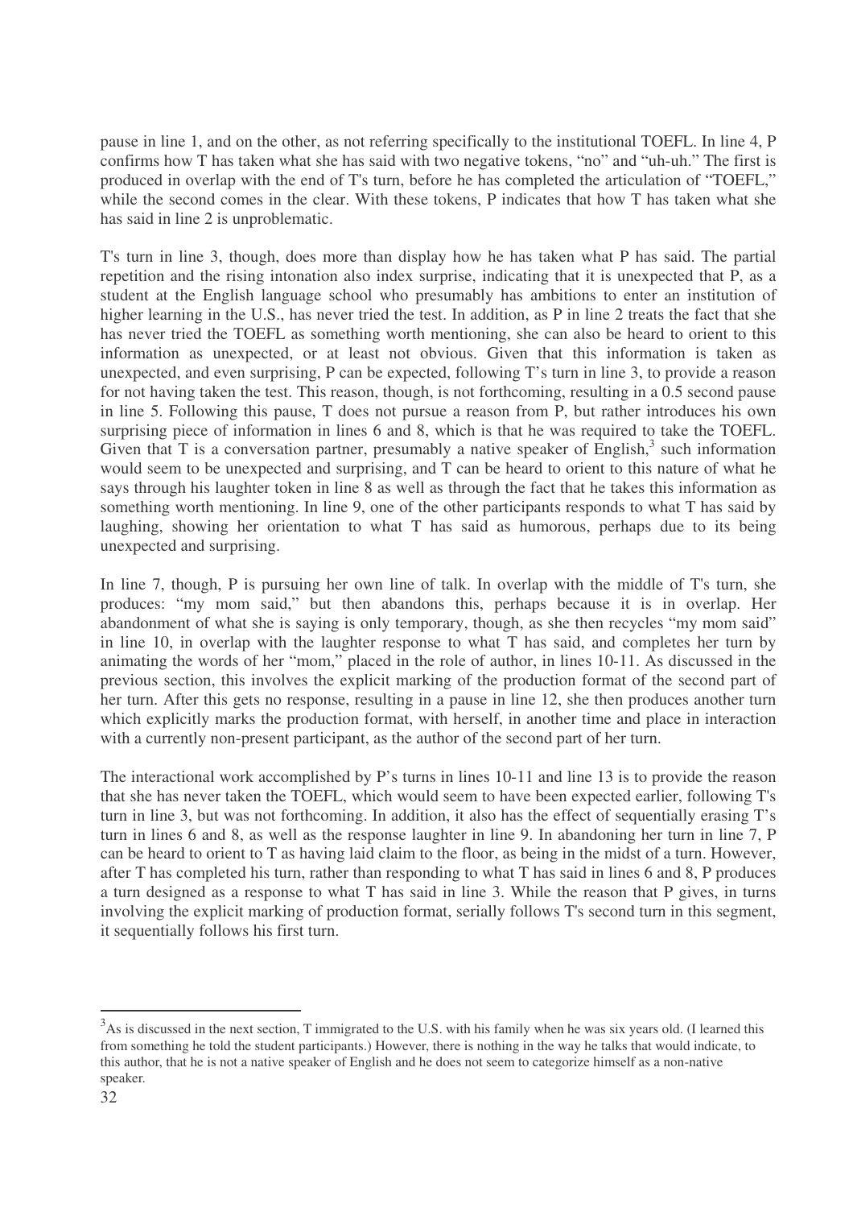pause in line 1, and on the other, as not referring specifically to the institutional TOEFL. In line 4, P confirms how T has taken what she has said with two negative tokens, "no" and "uh-uh." The first is produced in overlap with the end of T's turn, before he has completed the articulation of "TOEFL," while the second comes in the clear. With these tokens, P indicates that how T has taken what she has said in line 2 is unproblematic.

T's turn in line 3, though, does more than display how he has taken what P has said. The partial repetition and the rising intonation also index surprise, indicating that it is unexpected that P, as a student at the English language school who presumably has ambitions to enter an institution of higher learning in the U.S., has never tried the test. In addition, as P in line 2 treats the fact that she has never tried the TOEFL as something worth mentioning, she can also be heard to orient to this information as unexpected, or at least not obvious. Given that this information is taken as unexpected, and even surprising, P can be expected, following T's turn in line 3, to provide a reason for not having taken the test. This reason, though, is not forthcoming, resulting in a 0.5 second pause in line 5. Following this pause, T does not pursue a reason from P, but rather introduces his own surprising piece of information in lines 6 and 8, which is that he was required to take the TOEFL. Given that T is a conversation partner, presumably a native speaker of English,[3] such information would seem to be unexpected and surprising, and T can be heard to orient to this nature of what he says through his laughter token in line 8 as well as through the fact that he takes this information as something worth mentioning. In line 9, one of the other participants responds to what T has said by laughing, showing her orientation to what T has said as humorous, perhaps due to its being unexpected and surprising.

In line 7, though, P is pursuing her own line of talk. In overlap with the middle of T's turn, she produces: "my mom said," but then abandons this, perhaps because it is in overlap. Her abandonment of what she is saying is only temporary, though, as she then recycles "my mom said" in line 10, in overlap with the laughter response to what T has said, and completes her turn by animating the words of her "mom," placed in the role of author, in lines 10-11. As discussed in the previous section, this involves the explicit marking of the production format of the second part of her turn. After this gets no response, resulting in a pause in line 12, she then produces another turn which explicitly marks the production format, with herself, in another time and place in interaction with a currently non-present participant, as the author of the second part of her turn.

The interactional work accomplished by P's turns in lines 10-11 and line 13 is to provide the reason that she has never taken the TOEFL, which would seem to have been expected earlier, following T's turn in line 3, but was not forthcoming. In addition, it also has the effect of sequentially erasing T's turn in lines 6 and 8, as well as the response laughter in line 9. In abandoning her turn in line 7, P can be heard to orient to T as having laid claim to the floor, as being in the midst of a turn. However, after T has completed his turn, rather than responding to what T has said in lines 6 and 8, P produces a turn designed as a response to what T has said in line 3. While the reason that P gives, in turns involving the explicit marking of production format, serially follows T's second turn in this segment, it sequentially follows his first turn.

---

[3] As is discussed in the next section, T immigrated to the U.S. with his family when he was six years old. (I learned this from something he told the student participants.) However, there is nothing in the way he talks that would indicate, to this author, that he is not a native speaker of English and he does not seem to categorize himself as a non-native speaker.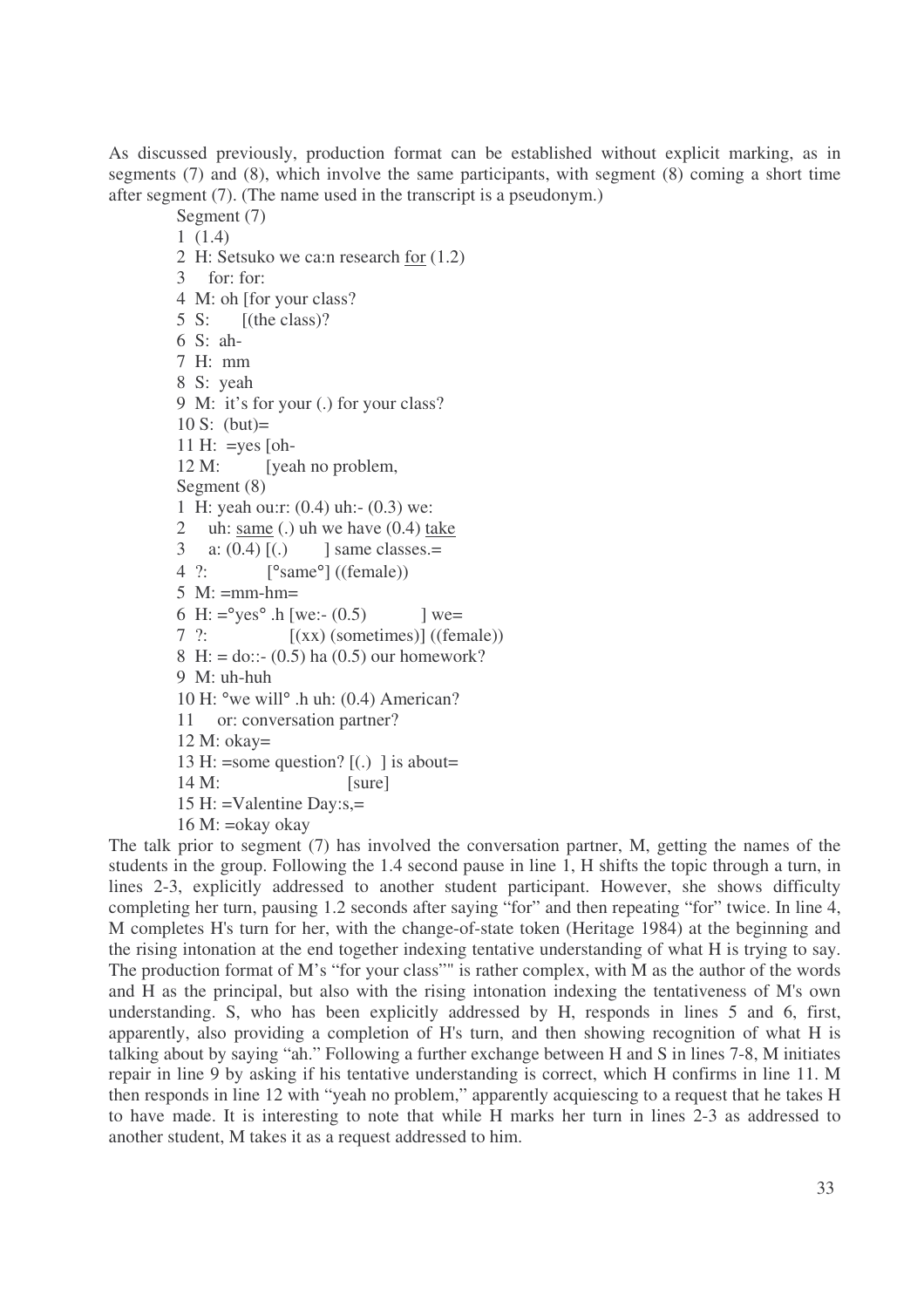As discussed previously, production format can be established without explicit marking, as in segments (7) and (8), which involve the same participants, with segment (8) coming a short time after segment (7). (The name used in the transcript is a pseudonym.)

```
Segment (7)
1  (1.4)
2  H: Setsuko we ca:n research for (1.2)
3     for: for:
4  M: oh [for your class?
5  S:     [(the class)?
6  S:  ah-
7  H:  mm
8  S:  yeah
9  M:  it's for your (.) for your class?
10 S:  (but)=
11 H:  =yes [oh-
12 M:       [yeah no problem,
Segment (8)
1  H: yeah ou:r: (0.4) uh:- (0.3) we:
2     uh: same (.) uh we have (0.4) take
3     a: (0.4) [(.)      ] same classes.=
4  ?:          [°same°] ((female))
5  M: =mm-hm=
6  H: =°yes° .h [we:- (0.5)          ] we=
7  ?:            [(xx) (sometimes)] ((female))
8  H: = do::- (0.5) ha (0.5) our homework?
9  M: uh-huh
10 H: °we will° .h uh: (0.4) American?
11    or: conversation partner?
12 M: okay=
13 H: =some question? [(.)  ] is about=
14 M:                 [sure]
15 H: =Valentine Day:s,=
16 M: =okay okay
```

The talk prior to segment (7) has involved the conversation partner, M, getting the names of the students in the group. Following the 1.4 second pause in line 1, H shifts the topic through a turn, in lines 2-3, explicitly addressed to another student participant. However, she shows difficulty completing her turn, pausing 1.2 seconds after saying "for" and then repeating "for" twice. In line 4, M completes H's turn for her, with the change-of-state token (Heritage 1984) at the beginning and the rising intonation at the end together indexing tentative understanding of what H is trying to say. The production format of M's "for your class"" is rather complex, with M as the author of the words and H as the principal, but also with the rising intonation indexing the tentativeness of M's own understanding. S, who has been explicitly addressed by H, responds in lines 5 and 6, first, apparently, also providing a completion of H's turn, and then showing recognition of what H is talking about by saying "ah." Following a further exchange between H and S in lines 7-8, M initiates repair in line 9 by asking if his tentative understanding is correct, which H confirms in line 11. M then responds in line 12 with "yeah no problem," apparently acquiescing to a request that he takes H to have made. It is interesting to note that while H marks her turn in lines 2-3 as addressed to another student, M takes it as a request addressed to him.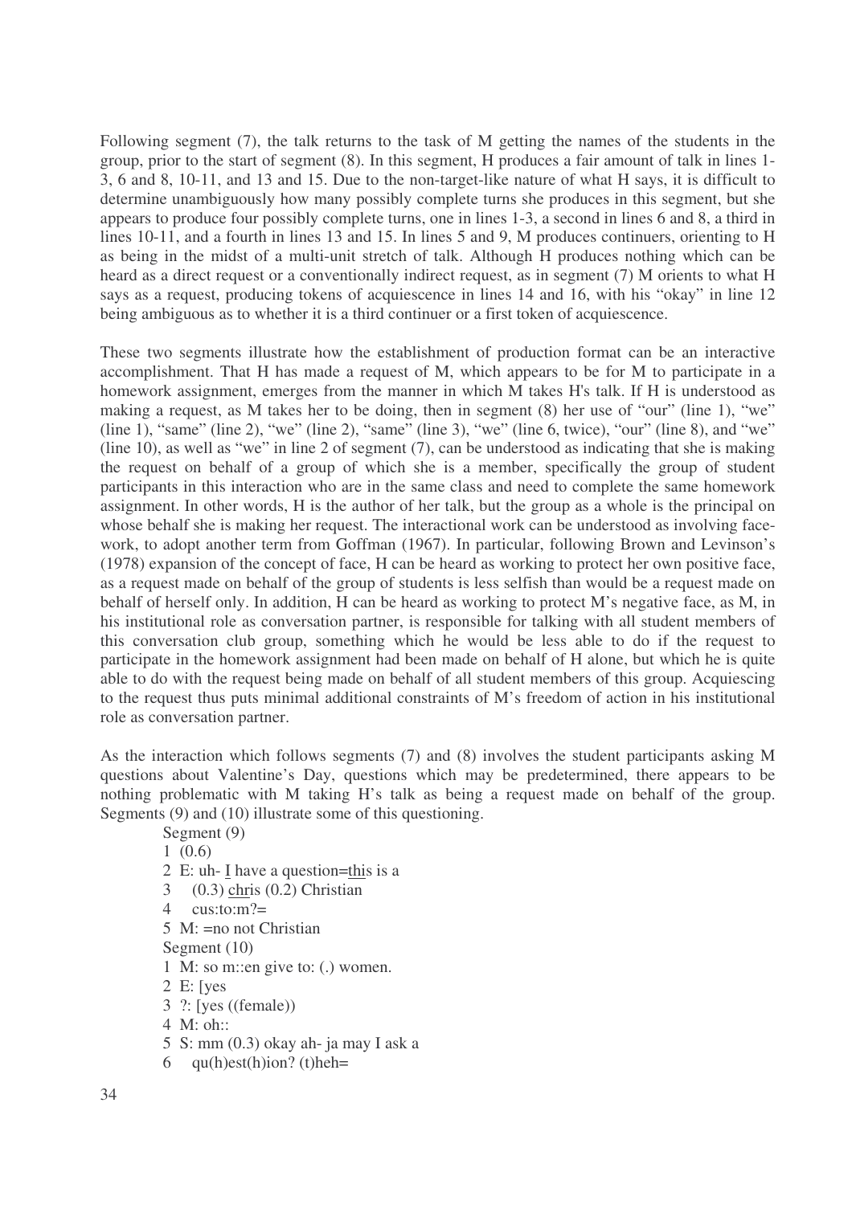Following segment (7), the talk returns to the task of M getting the names of the students in the group, prior to the start of segment (8). In this segment, H produces a fair amount of talk in lines 1-3, 6 and 8, 10-11, and 13 and 15. Due to the non-target-like nature of what H says, it is difficult to determine unambiguously how many possibly complete turns she produces in this segment, but she appears to produce four possibly complete turns, one in lines 1-3, a second in lines 6 and 8, a third in lines 10-11, and a fourth in lines 13 and 15. In lines 5 and 9, M produces continuers, orienting to H as being in the midst of a multi-unit stretch of talk. Although H produces nothing which can be heard as a direct request or a conventionally indirect request, as in segment (7) M orients to what H says as a request, producing tokens of acquiescence in lines 14 and 16, with his "okay" in line 12 being ambiguous as to whether it is a third continuer or a first token of acquiescence.

These two segments illustrate how the establishment of production format can be an interactive accomplishment. That H has made a request of M, which appears to be for M to participate in a homework assignment, emerges from the manner in which M takes H's talk. If H is understood as making a request, as M takes her to be doing, then in segment (8) her use of "our" (line 1), "we" (line 1), "same" (line 2), "we" (line 2), "same" (line 3), "we" (line 6, twice), "our" (line 8), and "we" (line 10), as well as "we" in line 2 of segment (7), can be understood as indicating that she is making the request on behalf of a group of which she is a member, specifically the group of student participants in this interaction who are in the same class and need to complete the same homework assignment. In other words, H is the author of her talk, but the group as a whole is the principal on whose behalf she is making her request. The interactional work can be understood as involving face-work, to adopt another term from Goffman (1967). In particular, following Brown and Levinson's (1978) expansion of the concept of face, H can be heard as working to protect her own positive face, as a request made on behalf of the group of students is less selfish than would be a request made on behalf of herself only. In addition, H can be heard as working to protect M's negative face, as M, in his institutional role as conversation partner, is responsible for talking with all student members of this conversation club group, something which he would be less able to do if the request to participate in the homework assignment had been made on behalf of H alone, but which he is quite able to do with the request being made on behalf of all student members of this group. Acquiescing to the request thus puts minimal additional constraints of M's freedom of action in his institutional role as conversation partner.

As the interaction which follows segments (7) and (8) involves the student participants asking M questions about Valentine's Day, questions which may be predetermined, there appears to be nothing problematic with M taking H's talk as being a request made on behalf of the group. Segments (9) and (10) illustrate some of this questioning.

Segment (9)

```
1  (0.6)
2  E: uh- I have a question=this is a
3     (0.3) chris (0.2) Christian
4     cus:to:m?=
5  M: =no not Christian
```

Segment (10)

```
1  M: so m::en give to: (.) women.
2  E: [yes
3  ?: [yes ((female))
4  M: oh::
5  S: mm (0.3) okay ah- ja may I ask a
6     qu(h)est(h)ion? (t)heh=
```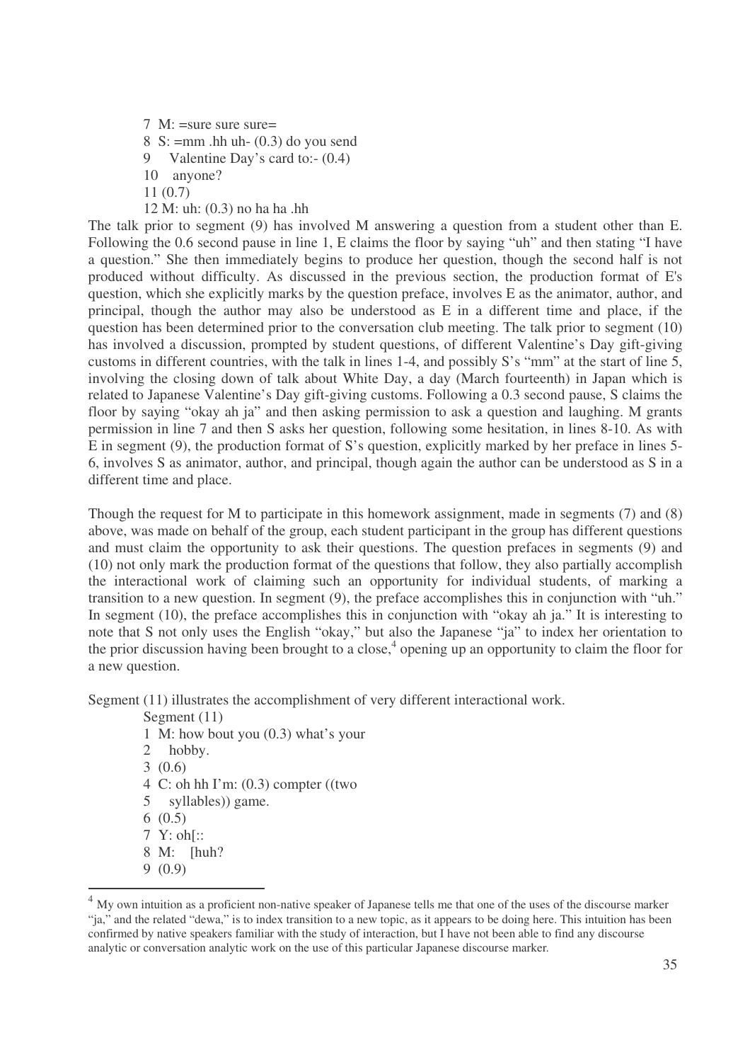7 M: =sure sure sure=
8 S: =mm .hh uh- (0.3) do you send
9   Valentine Day's card to:- (0.4)
10   anyone?
11 (0.7)
12 M: uh: (0.3) no ha ha .hh

The talk prior to segment (9) has involved M answering a question from a student other than E. Following the 0.6 second pause in line 1, E claims the floor by saying "uh" and then stating "I have a question." She then immediately begins to produce her question, though the second half is not produced without difficulty. As discussed in the previous section, the production format of E's question, which she explicitly marks by the question preface, involves E as the animator, author, and principal, though the author may also be understood as E in a different time and place, if the question has been determined prior to the conversation club meeting. The talk prior to segment (10) has involved a discussion, prompted by student questions, of different Valentine's Day gift-giving customs in different countries, with the talk in lines 1-4, and possibly S's "mm" at the start of line 5, involving the closing down of talk about White Day, a day (March fourteenth) in Japan which is related to Japanese Valentine's Day gift-giving customs. Following a 0.3 second pause, S claims the floor by saying "okay ah ja" and then asking permission to ask a question and laughing. M grants permission in line 7 and then S asks her question, following some hesitation, in lines 8-10. As with E in segment (9), the production format of S's question, explicitly marked by her preface in lines 5-6, involves S as animator, author, and principal, though again the author can be understood as S in a different time and place.

Though the request for M to participate in this homework assignment, made in segments (7) and (8) above, was made on behalf of the group, each student participant in the group has different questions and must claim the opportunity to ask their questions. The question prefaces in segments (9) and (10) not only mark the production format of the questions that follow, they also partially accomplish the interactional work of claiming such an opportunity for individual students, of marking a transition to a new question. In segment (9), the preface accomplishes this in conjunction with "uh." In segment (10), the preface accomplishes this in conjunction with "okay ah ja." It is interesting to note that S not only uses the English "okay," but also the Japanese "ja" to index her orientation to the prior discussion having been brought to a close,[4] opening up an opportunity to claim the floor for a new question.

Segment (11) illustrates the accomplishment of very different interactional work.

Segment (11)
1 M: how bout you (0.3) what's your
2   hobby.
3 (0.6)
4 C: oh hh I'm: (0.3) compter ((two
5   syllables)) game.
6 (0.5)
7 Y: oh[::
8 M:   [huh?
9 (0.9)

[4] My own intuition as a proficient non-native speaker of Japanese tells me that one of the uses of the discourse marker "ja," and the related "dewa," is to index transition to a new topic, as it appears to be doing here. This intuition has been confirmed by native speakers familiar with the study of interaction, but I have not been able to find any discourse analytic or conversation analytic work on the use of this particular Japanese discourse marker.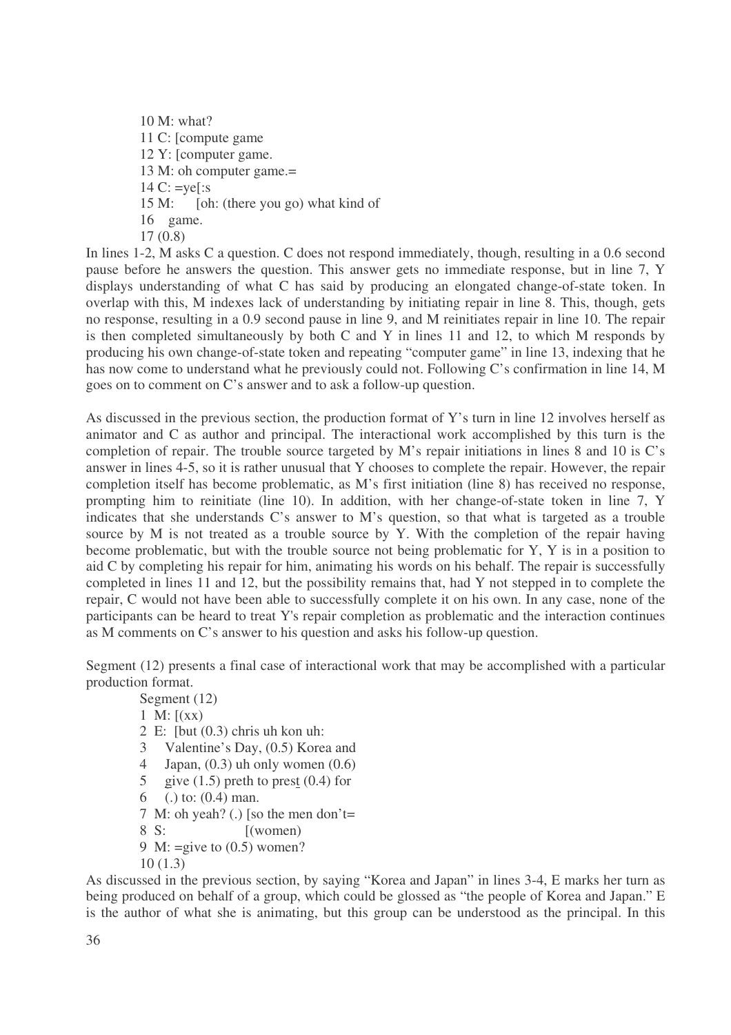10 M: what?
11 C: [compute game
12 Y: [computer game.
13 M: oh computer game.=
14 C: =ye[:s
15 M:      [oh: (there you go) what kind of
16   game.
17 (0.8)

In lines 1-2, M asks C a question. C does not respond immediately, though, resulting in a 0.6 second pause before he answers the question. This answer gets no immediate response, but in line 7, Y displays understanding of what C has said by producing an elongated change-of-state token. In overlap with this, M indexes lack of understanding by initiating repair in line 8. This, though, gets no response, resulting in a 0.9 second pause in line 9, and M reinitiates repair in line 10. The repair is then completed simultaneously by both C and Y in lines 11 and 12, to which M responds by producing his own change-of-state token and repeating "computer game" in line 13, indexing that he has now come to understand what he previously could not. Following C's confirmation in line 14, M goes on to comment on C's answer and to ask a follow-up question.

As discussed in the previous section, the production format of Y's turn in line 12 involves herself as animator and C as author and principal. The interactional work accomplished by this turn is the completion of repair. The trouble source targeted by M's repair initiations in lines 8 and 10 is C's answer in lines 4-5, so it is rather unusual that Y chooses to complete the repair. However, the repair completion itself has become problematic, as M's first initiation (line 8) has received no response, prompting him to reinitiate (line 10). In addition, with her change-of-state token in line 7, Y indicates that she understands C's answer to M's question, so that what is targeted as a trouble source by M is not treated as a trouble source by Y. With the completion of the repair having become problematic, but with the trouble source not being problematic for Y, Y is in a position to aid C by completing his repair for him, animating his words on his behalf. The repair is successfully completed in lines 11 and 12, but the possibility remains that, had Y not stepped in to complete the repair, C would not have been able to successfully complete it on his own. In any case, none of the participants can be heard to treat Y's repair completion as problematic and the interaction continues as M comments on C's answer to his question and asks his follow-up question.

Segment (12) presents a final case of interactional work that may be accomplished with a particular production format.

Segment (12)
1  M: [(xx)
2  E:  [but (0.3) chris uh kon uh:
3    Valentine's Day, (0.5) Korea and
4    Japan, (0.3) uh only women (0.6)
5    give (1.5) preth to prest (0.4) for
6    (.) to: (0.4) man.
7  M: oh yeah? (.) [so the men don't=
8  S:                    [(women)
9  M: =give to (0.5) women?
10 (1.3)

As discussed in the previous section, by saying "Korea and Japan" in lines 3-4, E marks her turn as being produced on behalf of a group, which could be glossed as "the people of Korea and Japan." E is the author of what she is animating, but this group can be understood as the principal. In this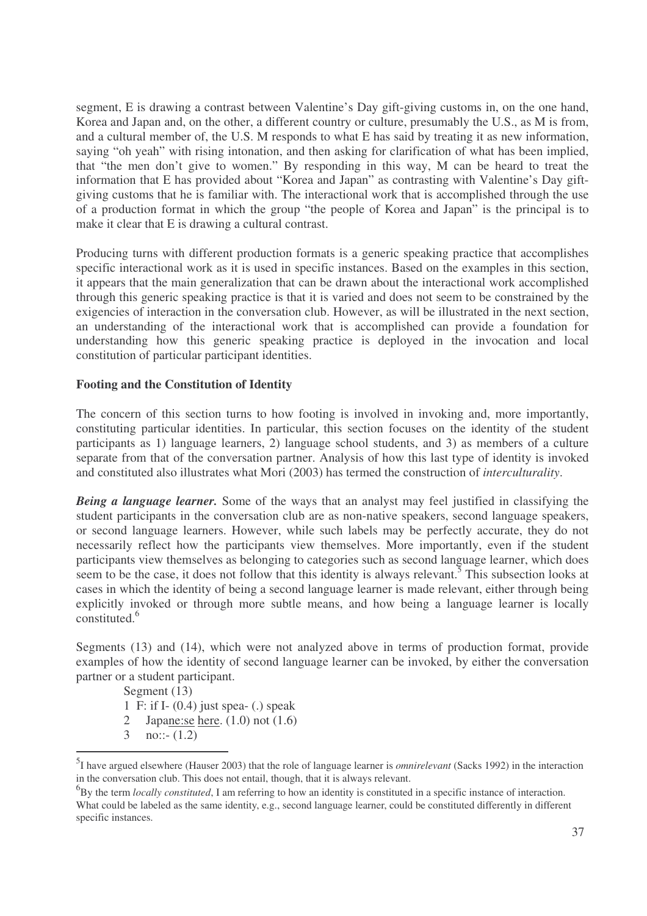segment, E is drawing a contrast between Valentine's Day gift-giving customs in, on the one hand, Korea and Japan and, on the other, a different country or culture, presumably the U.S., as M is from, and a cultural member of, the U.S. M responds to what E has said by treating it as new information, saying "oh yeah" with rising intonation, and then asking for clarification of what has been implied, that "the men don't give to women." By responding in this way, M can be heard to treat the information that E has provided about "Korea and Japan" as contrasting with Valentine's Day gift-giving customs that he is familiar with. The interactional work that is accomplished through the use of a production format in which the group "the people of Korea and Japan" is the principal is to make it clear that E is drawing a cultural contrast.

Producing turns with different production formats is a generic speaking practice that accomplishes specific interactional work as it is used in specific instances. Based on the examples in this section, it appears that the main generalization that can be drawn about the interactional work accomplished through this generic speaking practice is that it is varied and does not seem to be constrained by the exigencies of interaction in the conversation club. However, as will be illustrated in the next section, an understanding of the interactional work that is accomplished can provide a foundation for understanding how this generic speaking practice is deployed in the invocation and local constitution of particular participant identities.

**Footing and the Constitution of Identity**

The concern of this section turns to how footing is involved in invoking and, more importantly, constituting particular identities. In particular, this section focuses on the identity of the student participants as 1) language learners, 2) language school students, and 3) as members of a culture separate from that of the conversation partner. Analysis of how this last type of identity is invoked and constituted also illustrates what Mori (2003) has termed the construction of *interculturality*.

***Being a language learner.*** Some of the ways that an analyst may feel justified in classifying the student participants in the conversation club are as non-native speakers, second language speakers, or second language learners. However, while such labels may be perfectly accurate, they do not necessarily reflect how the participants view themselves. More importantly, even if the student participants view themselves as belonging to categories such as second language learner, which does seem to be the case, it does not follow that this identity is always relevant.[5] This subsection looks at cases in which the identity of being a second language learner is made relevant, either through being explicitly invoked or through more subtle means, and how being a language learner is locally constituted.[6]

Segments (13) and (14), which were not analyzed above in terms of production format, provide examples of how the identity of second language learner can be invoked, by either the conversation partner or a student participant.

Segment (13)
1 F: if I- (0.4) just spea- (.) speak
2 Japane:se here. (1.0) not (1.6)
3 no::- (1.2)

---

[5] I have argued elsewhere (Hauser 2003) that the role of language learner is *omnirelevant* (Sacks 1992) in the interaction in the conversation club. This does not entail, though, that it is always relevant.

[6] By the term *locally constituted*, I am referring to how an identity is constituted in a specific instance of interaction. What could be labeled as the same identity, e.g., second language learner, could be constituted differently in different specific instances.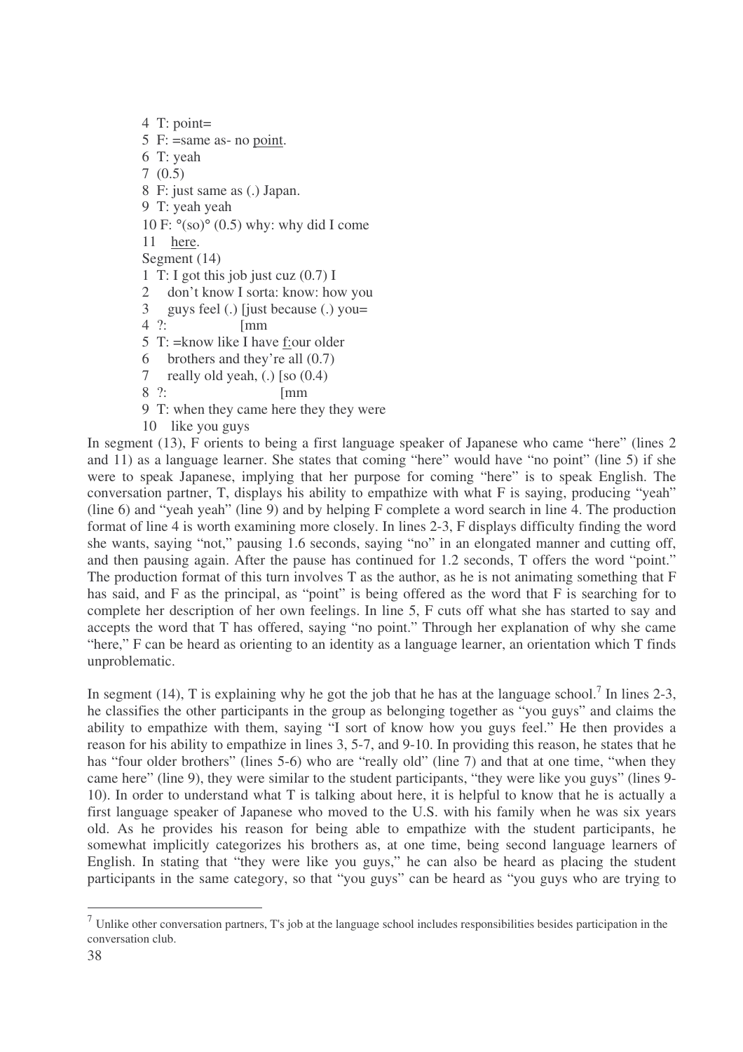4 T: point=
5 F: =same as- no <u>point</u>.
6 T: yeah
7 (0.5)
8 F: just same as (.) Japan.
9 T: yeah yeah
10 F: °(so)° (0.5) why: why did I come
11 <u>here</u>.

Segment (14)

1 T: I got this job just cuz (0.7) I
2 don't know I sorta: know: how you
3 guys feel (.) [just because (.) you=
4 ?: [mm
5 T: =know like I have <u>f</u>:our older
6 brothers and they're all (0.7)
7 really old yeah, (.) [so (0.4)
8 ?: [mm
9 T: when they came here they they were
10 like you guys

In segment (13), F orients to being a first language speaker of Japanese who came "here" (lines 2 and 11) as a language learner. She states that coming "here" would have "no point" (line 5) if she were to speak Japanese, implying that her purpose for coming "here" is to speak English. The conversation partner, T, displays his ability to empathize with what F is saying, producing "yeah" (line 6) and "yeah yeah" (line 9) and by helping F complete a word search in line 4. The production format of line 4 is worth examining more closely. In lines 2-3, F displays difficulty finding the word she wants, saying "not," pausing 1.6 seconds, saying "no" in an elongated manner and cutting off, and then pausing again. After the pause has continued for 1.2 seconds, T offers the word "point." The production format of this turn involves T as the author, as he is not animating something that F has said, and F as the principal, as "point" is being offered as the word that F is searching for to complete her description of her own feelings. In line 5, F cuts off what she has started to say and accepts the word that T has offered, saying "no point." Through her explanation of why she came "here," F can be heard as orienting to an identity as a language learner, an orientation which T finds unproblematic.

In segment (14), T is explaining why he got the job that he has at the language school.[7] In lines 2-3, he classifies the other participants in the group as belonging together as "you guys" and claims the ability to empathize with them, saying "I sort of know how you guys feel." He then provides a reason for his ability to empathize in lines 3, 5-7, and 9-10. In providing this reason, he states that he has "four older brothers" (lines 5-6) who are "really old" (line 7) and that at one time, "when they came here" (line 9), they were similar to the student participants, "they were like you guys" (lines 9-10). In order to understand what T is talking about here, it is helpful to know that he is actually a first language speaker of Japanese who moved to the U.S. with his family when he was six years old. As he provides his reason for being able to empathize with the student participants, he somewhat implicitly categorizes his brothers as, at one time, being second language learners of English. In stating that "they were like you guys," he can also be heard as placing the student participants in the same category, so that "you guys" can be heard as "you guys who are trying to

[7] Unlike other conversation partners, T's job at the language school includes responsibilities besides participation in the conversation club.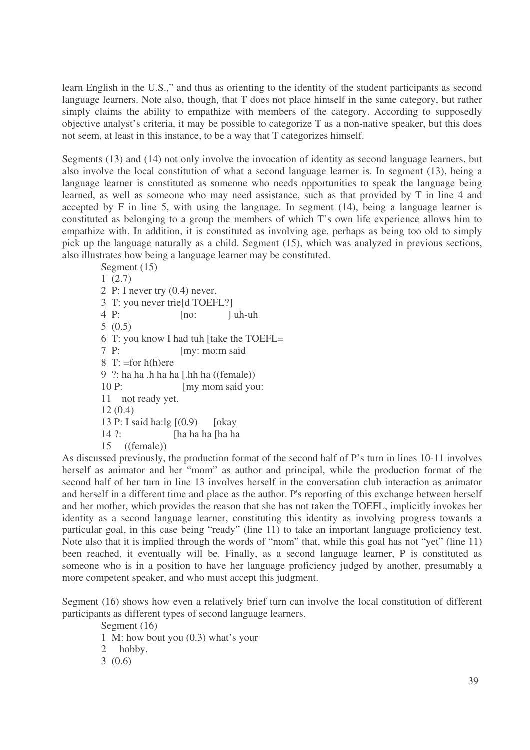learn English in the U.S.," and thus as orienting to the identity of the student participants as second language learners. Note also, though, that T does not place himself in the same category, but rather simply claims the ability to empathize with members of the category. According to supposedly objective analyst's criteria, it may be possible to categorize T as a non-native speaker, but this does not seem, at least in this instance, to be a way that T categorizes himself.

Segments (13) and (14) not only involve the invocation of identity as second language learners, but also involve the local constitution of what a second language learner is. In segment (13), being a language learner is constituted as someone who needs opportunities to speak the language being learned, as well as someone who may need assistance, such as that provided by T in line 4 and accepted by F in line 5, with using the language. In segment (14), being a language learner is constituted as belonging to a group the members of which T's own life experience allows him to empathize with. In addition, it is constituted as involving age, perhaps as being too old to simply pick up the language naturally as a child. Segment (15), which was analyzed in previous sections, also illustrates how being a language learner may be constituted.

```
Segment (15)
1  (2.7)
2  P: I never try (0.4) never.
3  T: you never trie[d TOEFL?]
4  P:                [no:      ] uh-uh
5  (0.5)
6  T: you know I had tuh [take the TOEFL=
7  P:                    [my: mo:m said
8  T: =for h(h)ere
9  ?: ha ha .h ha ha [.hh ha ((female))
10 P:                [my mom said you:
11    not ready yet.
12 (0.4)
13 P: I said ha:lg [(0.9)     [okay
14 ?:              [ha ha ha [ha ha
15    ((female))
```

As discussed previously, the production format of the second half of P's turn in lines 10-11 involves herself as animator and her "mom" as author and principal, while the production format of the second half of her turn in line 13 involves herself in the conversation club interaction as animator and herself in a different time and place as the author. P's reporting of this exchange between herself and her mother, which provides the reason that she has not taken the TOEFL, implicitly invokes her identity as a second language learner, constituting this identity as involving progress towards a particular goal, in this case being "ready" (line 11) to take an important language proficiency test. Note also that it is implied through the words of "mom" that, while this goal has not "yet" (line 11) been reached, it eventually will be. Finally, as a second language learner, P is constituted as someone who is in a position to have her language proficiency judged by another, presumably a more competent speaker, and who must accept this judgment.

Segment (16) shows how even a relatively brief turn can involve the local constitution of different participants as different types of second language learners.

```
Segment (16)
1  M: how bout you (0.3) what's your
2     hobby.
3  (0.6)
```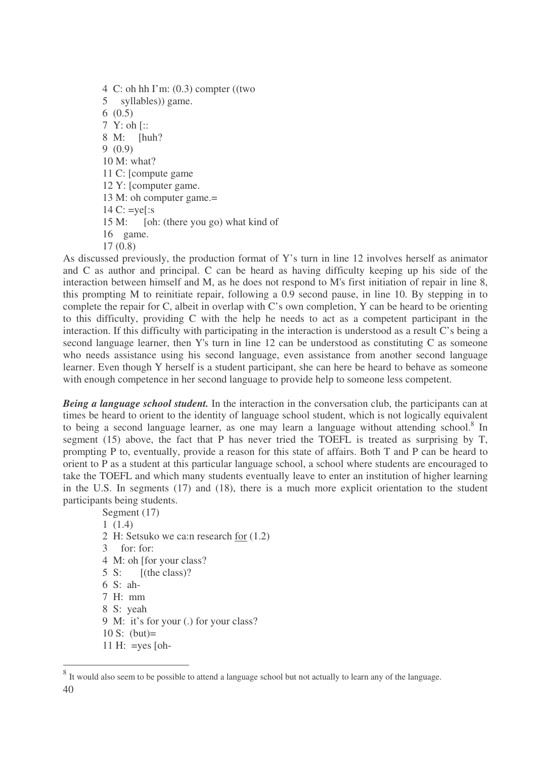4 C: oh hh I'm: (0.3) compter ((two
5 syllables)) game.
6 (0.5)
7 Y: oh [::
8 M: [huh?
9 (0.9)
10 M: what?
11 C: [compute game
12 Y: [computer game.
13 M: oh computer game.=
14 C: =ye[:s
15 M: [oh: (there you go) what kind of
16 game.
17 (0.8)

As discussed previously, the production format of Y's turn in line 12 involves herself as animator and C as author and principal. C can be heard as having difficulty keeping up his side of the interaction between himself and M, as he does not respond to M's first initiation of repair in line 8, this prompting M to reinitiate repair, following a 0.9 second pause, in line 10. By stepping in to complete the repair for C, albeit in overlap with C's own completion, Y can be heard to be orienting to this difficulty, providing C with the help he needs to act as a competent participant in the interaction. If this difficulty with participating in the interaction is understood as a result C's being a second language learner, then Y's turn in line 12 can be understood as constituting C as someone who needs assistance using his second language, even assistance from another second language learner. Even though Y herself is a student participant, she can here be heard to behave as someone with enough competence in her second language to provide help to someone less competent.

***Being a language school student.*** In the interaction in the conversation club, the participants can at times be heard to orient to the identity of language school student, which is not logically equivalent to being a second language learner, as one may learn a language without attending school.[8] In segment (15) above, the fact that P has never tried the TOEFL is treated as surprising by T, prompting P to, eventually, provide a reason for this state of affairs. Both T and P can be heard to orient to P as a student at this particular language school, a school where students are encouraged to take the TOEFL and which many students eventually leave to enter an institution of higher learning in the U.S. In segments (17) and (18), there is a much more explicit orientation to the student participants being students.

Segment (17)
1 (1.4)
2 H: Setsuko we ca:n research <u>for</u> (1.2)
3 for: for:
4 M: oh [for your class?
5 S: [(the class)?
6 S: ah-
7 H: mm
8 S: yeah
9 M: it's for your (.) for your class?
10 S: (but)=
11 H: =yes [oh-

[8] It would also seem to be possible to attend a language school but not actually to learn any of the language.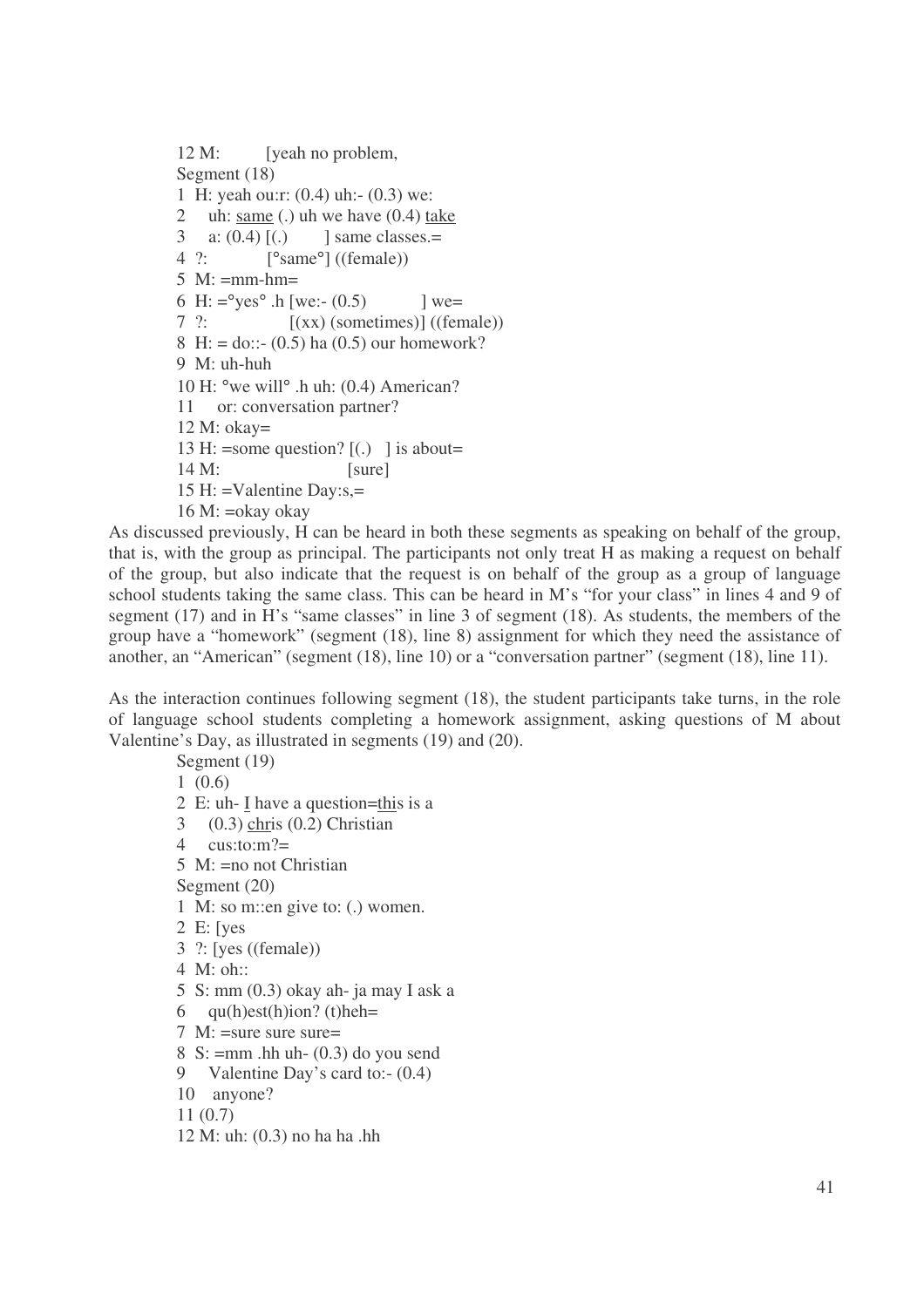```
12 M:        [yeah no problem,
Segment (18)
1  H: yeah ou:r: (0.4) uh:- (0.3) we:
2    uh: same (.) uh we have (0.4) take
3    a: (0.4) [(.)       ] same classes.=
4  ?:          [°same°] ((female))
5  M: =mm-hm=
6  H: =°yes° .h [we:- (0.5)          ] we=
7  ?:               [(xx) (sometimes)] ((female))
8  H: = do::- (0.5) ha (0.5) our homework?
9  M: uh-huh
10 H: °we will° .h uh: (0.4) American?
11    or: conversation partner?
12 M: okay=
13 H: =some question? [(.)   ] is about=
14 M:                        [sure]
15 H: =Valentine Day:s,=
16 M: =okay okay
```

As discussed previously, H can be heard in both these segments as speaking on behalf of the group, that is, with the group as principal. The participants not only treat H as making a request on behalf of the group, but also indicate that the request is on behalf of the group as a group of language school students taking the same class. This can be heard in M's "for your class" in lines 4 and 9 of segment (17) and in H's "same classes" in line 3 of segment (18). As students, the members of the group have a "homework" (segment (18), line 8) assignment for which they need the assistance of another, an "American" (segment (18), line 10) or a "conversation partner" (segment (18), line 11).

As the interaction continues following segment (18), the student participants take turns, in the role of language school students completing a homework assignment, asking questions of M about Valentine's Day, as illustrated in segments (19) and (20).

```
Segment (19)
1  (0.6)
2  E: uh- I have a question=this is a
3    (0.3) chris (0.2) Christian
4    cus:to:m?=
5  M: =no not Christian
Segment (20)
1  M: so m::en give to: (.) women.
2  E: [yes
3  ?: [yes ((female))
4  M: oh::
5  S: mm (0.3) okay ah- ja may I ask a
6    qu(h)est(h)ion? (t)heh=
7  M: =sure sure sure=
8  S: =mm .hh uh- (0.3) do you send
9    Valentine Day's card to:- (0.4)
10   anyone?
11 (0.7)
12 M: uh: (0.3) no ha ha .hh
```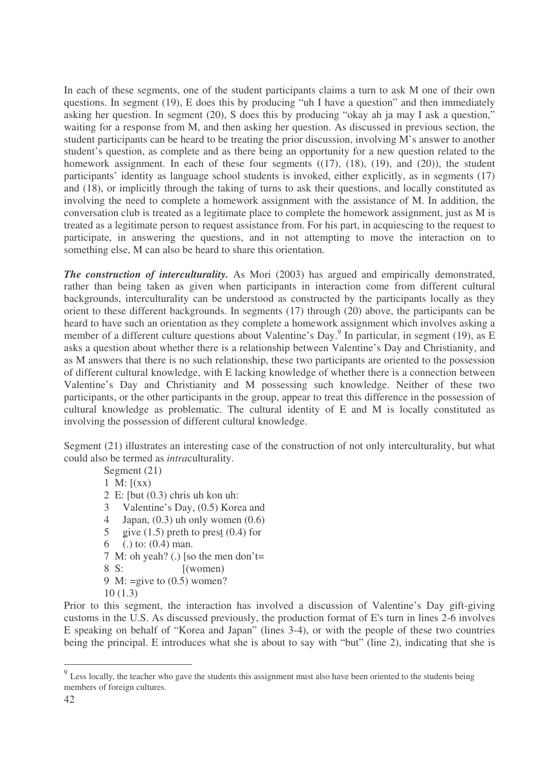In each of these segments, one of the student participants claims a turn to ask M one of their own questions. In segment (19), E does this by producing "uh I have a question" and then immediately asking her question. In segment (20), S does this by producing "okay ah ja may I ask a question," waiting for a response from M, and then asking her question. As discussed in previous section, the student participants can be heard to be treating the prior discussion, involving M's answer to another student's question, as complete and as there being an opportunity for a new question related to the homework assignment. In each of these four segments ((17), (18), (19), and (20)), the student participants' identity as language school students is invoked, either explicitly, as in segments (17) and (18), or implicitly through the taking of turns to ask their questions, and locally constituted as involving the need to complete a homework assignment with the assistance of M. In addition, the conversation club is treated as a legitimate place to complete the homework assignment, just as M is treated as a legitimate person to request assistance from. For his part, in acquiescing to the request to participate, in answering the questions, and in not attempting to move the interaction on to something else, M can also be heard to share this orientation.

***The construction of interculturality.*** As Mori (2003) has argued and empirically demonstrated, rather than being taken as given when participants in interaction come from different cultural backgrounds, interculturality can be understood as constructed by the participants locally as they orient to these different backgrounds. In segments (17) through (20) above, the participants can be heard to have such an orientation as they complete a homework assignment which involves asking a member of a different culture questions about Valentine's Day.[9] In particular, in segment (19), as E asks a question about whether there is a relationship between Valentine's Day and Christianity, and as M answers that there is no such relationship, these two participants are oriented to the possession of different cultural knowledge, with E lacking knowledge of whether there is a connection between Valentine's Day and Christianity and M possessing such knowledge. Neither of these two participants, or the other participants in the group, appear to treat this difference in the possession of cultural knowledge as problematic. The cultural identity of E and M is locally constituted as involving the possession of different cultural knowledge.

Segment (21) illustrates an interesting case of the construction of not only interculturality, but what could also be termed as *intra*culturality.

```
Segment (21)
1  M: [(xx)
2  E: [but (0.3) chris uh kon uh:
3     Valentine's Day, (0.5) Korea and
4     Japan, (0.3) uh only women (0.6)
5     give (1.5) preth to prest (0.4) for
6     (.) to: (0.4) man.
7  M: oh yeah? (.) [so the men don't=
8  S:              [(women)
9  M: =give to (0.5) women?
10 (1.3)
```

Prior to this segment, the interaction has involved a discussion of Valentine's Day gift-giving customs in the U.S. As discussed previously, the production format of E's turn in lines 2-6 involves E speaking on behalf of "Korea and Japan" (lines 3-4), or with the people of these two countries being the principal. E introduces what she is about to say with "but" (line 2), indicating that she is

[9] Less locally, the teacher who gave the students this assignment must also have been oriented to the students being members of foreign cultures.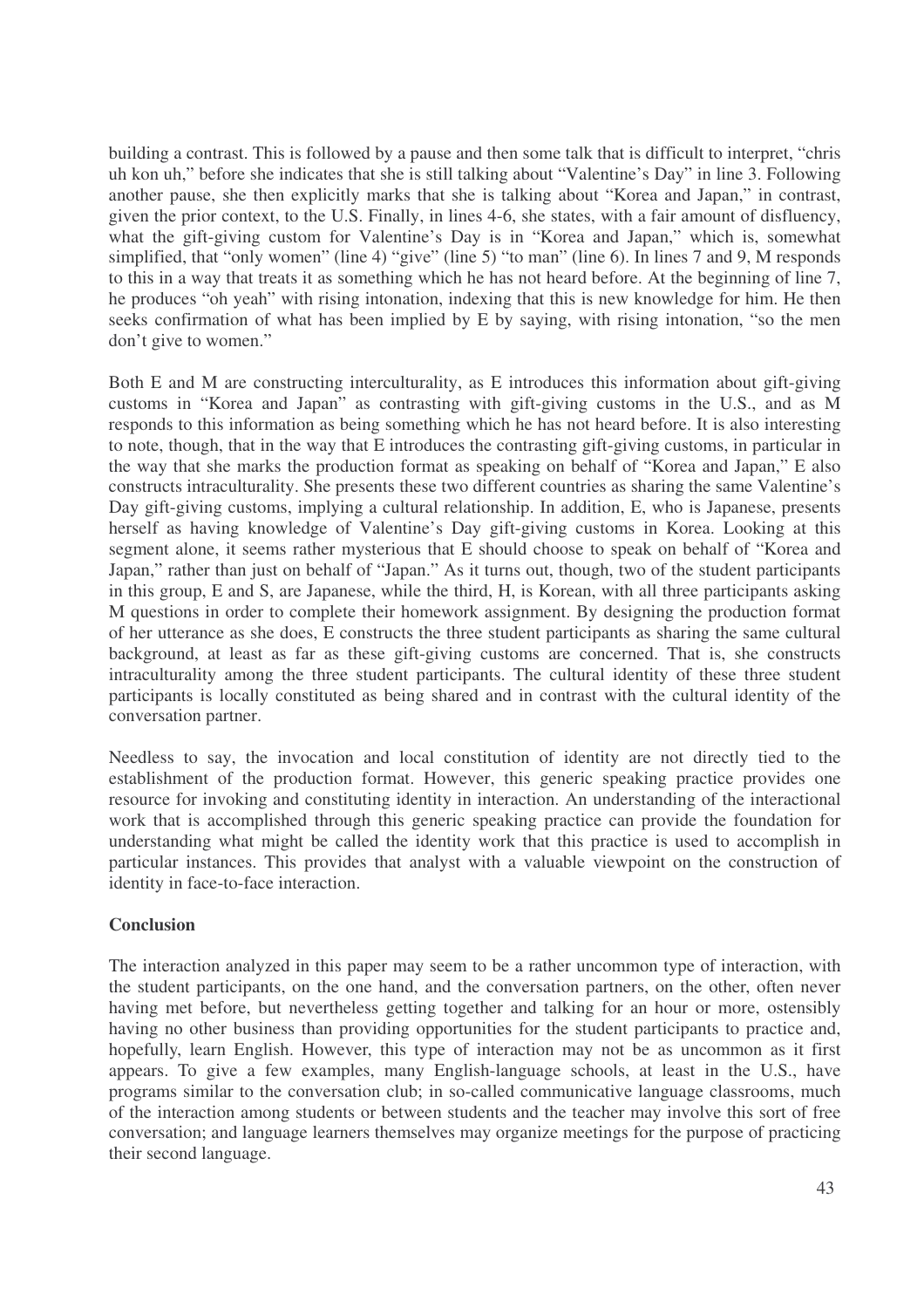building a contrast. This is followed by a pause and then some talk that is difficult to interpret, "chris uh kon uh," before she indicates that she is still talking about "Valentine's Day" in line 3. Following another pause, she then explicitly marks that she is talking about "Korea and Japan," in contrast, given the prior context, to the U.S. Finally, in lines 4-6, she states, with a fair amount of disfluency, what the gift-giving custom for Valentine's Day is in "Korea and Japan," which is, somewhat simplified, that "only women" (line 4) "give" (line 5) "to man" (line 6). In lines 7 and 9, M responds to this in a way that treats it as something which he has not heard before. At the beginning of line 7, he produces "oh yeah" with rising intonation, indexing that this is new knowledge for him. He then seeks confirmation of what has been implied by E by saying, with rising intonation, "so the men don't give to women."

Both E and M are constructing interculturality, as E introduces this information about gift-giving customs in "Korea and Japan" as contrasting with gift-giving customs in the U.S., and as M responds to this information as being something which he has not heard before. It is also interesting to note, though, that in the way that E introduces the contrasting gift-giving customs, in particular in the way that she marks the production format as speaking on behalf of "Korea and Japan," E also constructs intraculturality. She presents these two different countries as sharing the same Valentine's Day gift-giving customs, implying a cultural relationship. In addition, E, who is Japanese, presents herself as having knowledge of Valentine's Day gift-giving customs in Korea. Looking at this segment alone, it seems rather mysterious that E should choose to speak on behalf of "Korea and Japan," rather than just on behalf of "Japan." As it turns out, though, two of the student participants in this group, E and S, are Japanese, while the third, H, is Korean, with all three participants asking M questions in order to complete their homework assignment. By designing the production format of her utterance as she does, E constructs the three student participants as sharing the same cultural background, at least as far as these gift-giving customs are concerned. That is, she constructs intraculturality among the three student participants. The cultural identity of these three student participants is locally constituted as being shared and in contrast with the cultural identity of the conversation partner.

Needless to say, the invocation and local constitution of identity are not directly tied to the establishment of the production format. However, this generic speaking practice provides one resource for invoking and constituting identity in interaction. An understanding of the interactional work that is accomplished through this generic speaking practice can provide the foundation for understanding what might be called the identity work that this practice is used to accomplish in particular instances. This provides that analyst with a valuable viewpoint on the construction of identity in face-to-face interaction.

## Conclusion

The interaction analyzed in this paper may seem to be a rather uncommon type of interaction, with the student participants, on the one hand, and the conversation partners, on the other, often never having met before, but nevertheless getting together and talking for an hour or more, ostensibly having no other business than providing opportunities for the student participants to practice and, hopefully, learn English. However, this type of interaction may not be as uncommon as it first appears. To give a few examples, many English-language schools, at least in the U.S., have programs similar to the conversation club; in so-called communicative language classrooms, much of the interaction among students or between students and the teacher may involve this sort of free conversation; and language learners themselves may organize meetings for the purpose of practicing their second language.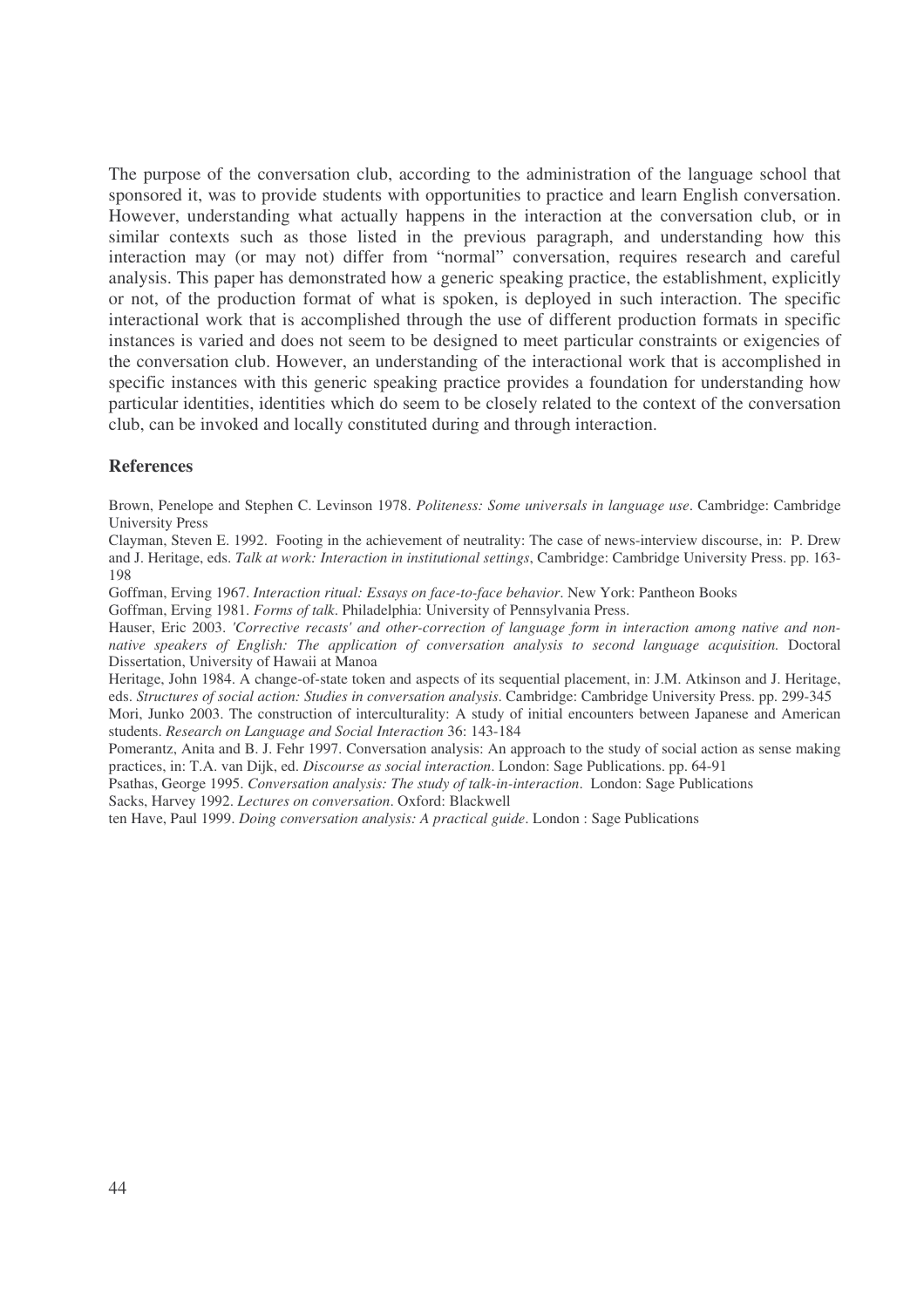The purpose of the conversation club, according to the administration of the language school that sponsored it, was to provide students with opportunities to practice and learn English conversation. However, understanding what actually happens in the interaction at the conversation club, or in similar contexts such as those listed in the previous paragraph, and understanding how this interaction may (or may not) differ from "normal" conversation, requires research and careful analysis. This paper has demonstrated how a generic speaking practice, the establishment, explicitly or not, of the production format of what is spoken, is deployed in such interaction. The specific interactional work that is accomplished through the use of different production formats in specific instances is varied and does not seem to be designed to meet particular constraints or exigencies of the conversation club. However, an understanding of the interactional work that is accomplished in specific instances with this generic speaking practice provides a foundation for understanding how particular identities, identities which do seem to be closely related to the context of the conversation club, can be invoked and locally constituted during and through interaction.

## References

Brown, Penelope and Stephen C. Levinson 1978. *Politeness: Some universals in language use*. Cambridge: Cambridge University Press

Clayman, Steven E. 1992. Footing in the achievement of neutrality: The case of news-interview discourse, in: P. Drew and J. Heritage, eds. *Talk at work: Interaction in institutional settings*, Cambridge: Cambridge University Press. pp. 163-198

Goffman, Erving 1967. *Interaction ritual: Essays on face-to-face behavior*. New York: Pantheon Books

Goffman, Erving 1981. *Forms of talk*. Philadelphia: University of Pennsylvania Press.

Hauser, Eric 2003. *'Corrective recasts' and other-correction of language form in interaction among native and non-native speakers of English: The application of conversation analysis to second language acquisition.* Doctoral Dissertation, University of Hawaii at Manoa

Heritage, John 1984. A change-of-state token and aspects of its sequential placement, in: J.M. Atkinson and J. Heritage, eds. *Structures of social action: Studies in conversation analysis*. Cambridge: Cambridge University Press. pp. 299-345

Mori, Junko 2003. The construction of interculturality: A study of initial encounters between Japanese and American students. *Research on Language and Social Interaction* 36: 143-184

Pomerantz, Anita and B. J. Fehr 1997. Conversation analysis: An approach to the study of social action as sense making practices, in: T.A. van Dijk, ed. *Discourse as social interaction*. London: Sage Publications. pp. 64-91

Psathas, George 1995. *Conversation analysis: The study of talk-in-interaction*. London: Sage Publications

Sacks, Harvey 1992. *Lectures on conversation*. Oxford: Blackwell

ten Have, Paul 1999. *Doing conversation analysis: A practical guide*. London : Sage Publications